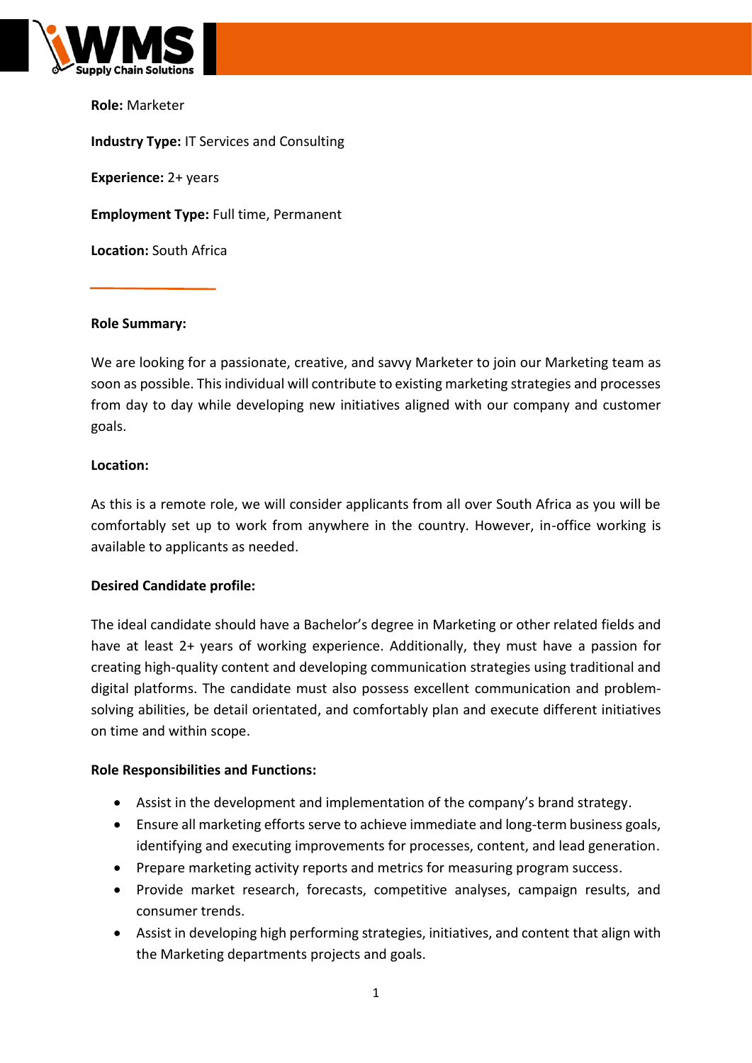**Role:** Marketer

**Industry Type:** IT Services and Consulting

**Experience:** 2+ years

**Employment Type:** Full time, Permanent

**Location:** South Africa

---

**Role Summary:**

We are looking for a passionate, creative, and savvy Marketer to join our Marketing team as soon as possible. This individual will contribute to existing marketing strategies and processes from day to day while developing new initiatives aligned with our company and customer goals.

**Location:**

As this is a remote role, we will consider applicants from all over South Africa as you will be comfortably set up to work from anywhere in the country. However, in-office working is available to applicants as needed.

**Desired Candidate profile:**

The ideal candidate should have a Bachelor's degree in Marketing or other related fields and have at least 2+ years of working experience. Additionally, they must have a passion for creating high-quality content and developing communication strategies using traditional and digital platforms. The candidate must also possess excellent communication and problem-solving abilities, be detail orientated, and comfortably plan and execute different initiatives on time and within scope.

**Role Responsibilities and Functions:**

- Assist in the development and implementation of the company's brand strategy.
- Ensure all marketing efforts serve to achieve immediate and long-term business goals, identifying and executing improvements for processes, content, and lead generation.
- Prepare marketing activity reports and metrics for measuring program success.
- Provide market research, forecasts, competitive analyses, campaign results, and consumer trends.
- Assist in developing high performing strategies, initiatives, and content that align with the Marketing departments projects and goals.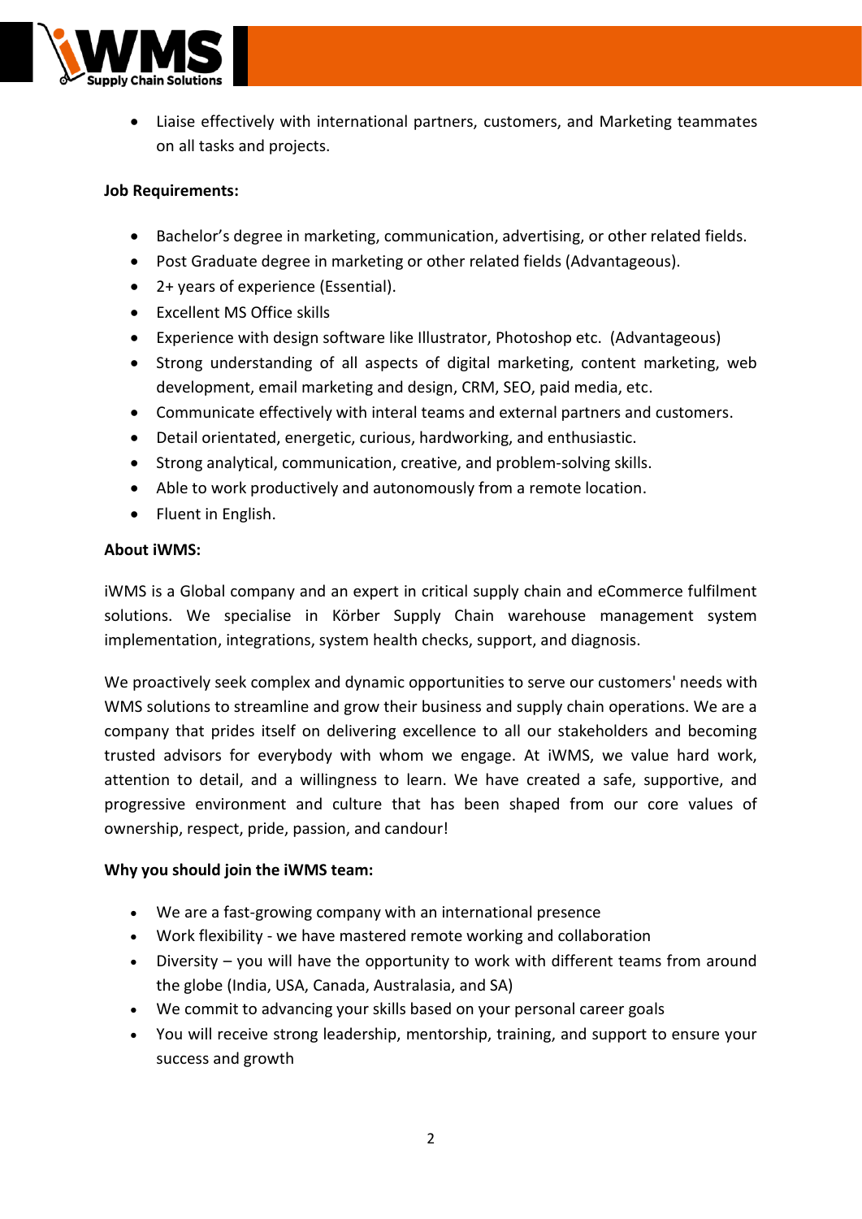- Liaise effectively with international partners, customers, and Marketing teammates on all tasks and projects.

**Job Requirements:**

- Bachelor's degree in marketing, communication, advertising, or other related fields.
- Post Graduate degree in marketing or other related fields (Advantageous).
- 2+ years of experience (Essential).
- Excellent MS Office skills
- Experience with design software like Illustrator, Photoshop etc. (Advantageous)
- Strong understanding of all aspects of digital marketing, content marketing, web development, email marketing and design, CRM, SEO, paid media, etc.
- Communicate effectively with interal teams and external partners and customers.
- Detail orientated, energetic, curious, hardworking, and enthusiastic.
- Strong analytical, communication, creative, and problem-solving skills.
- Able to work productively and autonomously from a remote location.
- Fluent in English.

**About iWMS:**

iWMS is a Global company and an expert in critical supply chain and eCommerce fulfilment solutions. We specialise in Körber Supply Chain warehouse management system implementation, integrations, system health checks, support, and diagnosis.

We proactively seek complex and dynamic opportunities to serve our customers' needs with WMS solutions to streamline and grow their business and supply chain operations. We are a company that prides itself on delivering excellence to all our stakeholders and becoming trusted advisors for everybody with whom we engage. At iWMS, we value hard work, attention to detail, and a willingness to learn. We have created a safe, supportive, and progressive environment and culture that has been shaped from our core values of ownership, respect, pride, passion, and candour!

**Why you should join the iWMS team:**

- We are a fast-growing company with an international presence
- Work flexibility - we have mastered remote working and collaboration
- Diversity – you will have the opportunity to work with different teams from around the globe (India, USA, Canada, Australasia, and SA)
- We commit to advancing your skills based on your personal career goals
- You will receive strong leadership, mentorship, training, and support to ensure your success and growth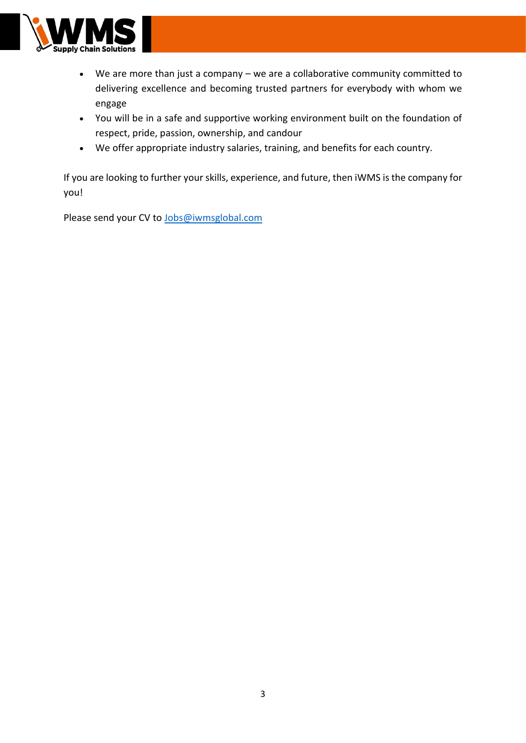- We are more than just a company – we are a collaborative community committed to delivering excellence and becoming trusted partners for everybody with whom we engage
- You will be in a safe and supportive working environment built on the foundation of respect, pride, passion, ownership, and candour
- We offer appropriate industry salaries, training, and benefits for each country.

If you are looking to further your skills, experience, and future, then iWMS is the company for you!

Please send your CV to Jobs@iwmsglobal.com